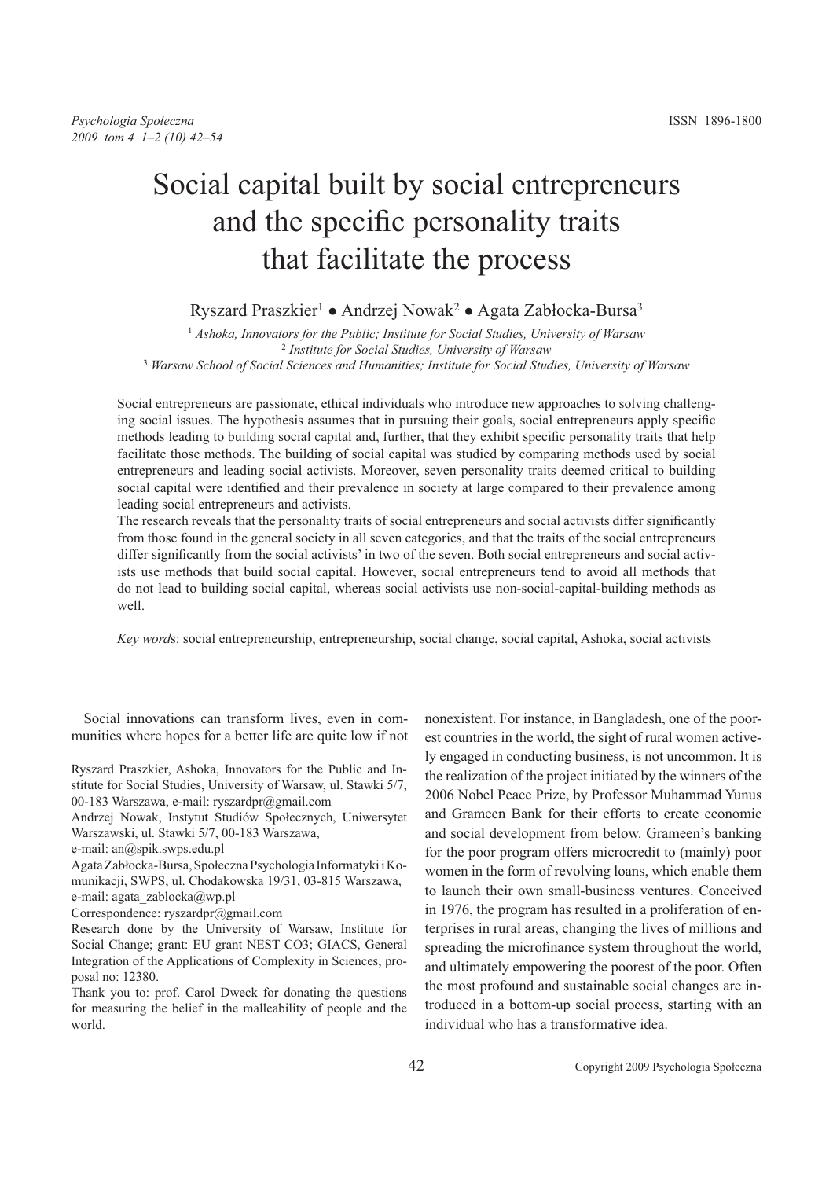# Social capital built by social entrepreneurs and the specific personality traits that facilitate the process

Ryszard Praszkier[1] ● Andrzej Nowak[2] ● Agata Zabłocka-Bursa[3]

[1] *Ashoka, Innovators for the Public; Institute for Social Studies, University of Warsaw*
[2] *Institute for Social Studies, University of Warsaw*
[3] *Warsaw School of Social Sciences and Humanities; Institute for Social Studies, University of Warsaw*

Social entrepreneurs are passionate, ethical individuals who introduce new approaches to solving challenging social issues. The hypothesis assumes that in pursuing their goals, social entrepreneurs apply specific methods leading to building social capital and, further, that they exhibit specific personality traits that help facilitate those methods. The building of social capital was studied by comparing methods used by social entrepreneurs and leading social activists. Moreover, seven personality traits deemed critical to building social capital were identified and their prevalence in society at large compared to their prevalence among leading social entrepreneurs and activists.

The research reveals that the personality traits of social entrepreneurs and social activists differ significantly from those found in the general society in all seven categories, and that the traits of the social entrepreneurs differ significantly from the social activists' in two of the seven. Both social entrepreneurs and social activists use methods that build social capital. However, social entrepreneurs tend to avoid all methods that do not lead to building social capital, whereas social activists use non-social-capital-building methods as well.

*Key words*: social entrepreneurship, entrepreneurship, social change, social capital, Ashoka, social activists

---

Ryszard Praszkier, Ashoka, Innovators for the Public and Institute for Social Studies, University of Warsaw, ul. Stawki 5/7, 00-183 Warszawa, e-mail: ryszardpr@gmail.com

Andrzej Nowak, Instytut Studiów Społecznych, Uniwersytet Warszawski, ul. Stawki 5/7, 00-183 Warszawa, e-mail: an@spik.swps.edu.pl

Agata Zabłocka-Bursa, Społeczna Psychologia Informatyki i Komunikacji, SWPS, ul. Chodakowska 19/31, 03-815 Warszawa, e-mail: agata_zablocka@wp.pl

Correspondence: ryszardpr@gmail.com

Research done by the University of Warsaw, Institute for Social Change; grant: EU grant NEST CO3; GIACS, General Integration of the Applications of Complexity in Sciences, proposal no: 12380.

Thank you to: prof. Carol Dweck for donating the questions for measuring the belief in the malleability of people and the world.

---

Social innovations can transform lives, even in communities where hopes for a better life are quite low if not nonexistent. For instance, in Bangladesh, one of the poorest countries in the world, the sight of rural women actively engaged in conducting business, is not uncommon. It is the realization of the project initiated by the winners of the 2006 Nobel Peace Prize, by Professor Muhammad Yunus and Grameen Bank for their efforts to create economic and social development from below. Grameen's banking for the poor program offers microcredit to (mainly) poor women in the form of revolving loans, which enable them to launch their own small-business ventures. Conceived in 1976, the program has resulted in a proliferation of enterprises in rural areas, changing the lives of millions and spreading the microfinance system throughout the world, and ultimately empowering the poorest of the poor. Often the most profound and sustainable social changes are introduced in a bottom-up social process, starting with an individual who has a transformative idea.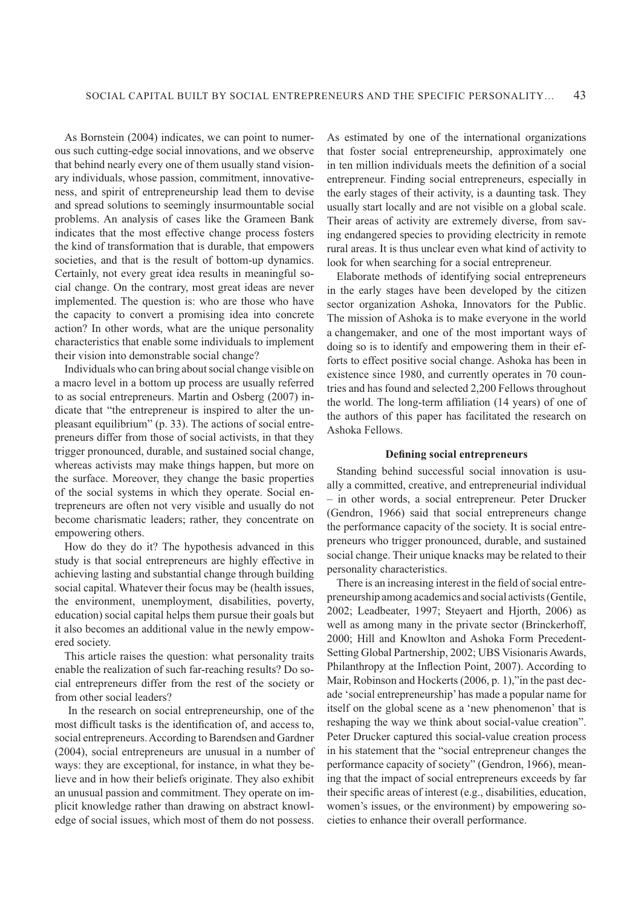As Bornstein (2004) indicates, we can point to numerous such cutting-edge social innovations, and we observe that behind nearly every one of them usually stand visionary individuals, whose passion, commitment, innovativeness, and spirit of entrepreneurship lead them to devise and spread solutions to seemingly insurmountable social problems. An analysis of cases like the Grameen Bank indicates that the most effective change process fosters the kind of transformation that is durable, that empowers societies, and that is the result of bottom-up dynamics. Certainly, not every great idea results in meaningful social change. On the contrary, most great ideas are never implemented. The question is: who are those who have the capacity to convert a promising idea into concrete action? In other words, what are the unique personality characteristics that enable some individuals to implement their vision into demonstrable social change?

Individuals who can bring about social change visible on a macro level in a bottom up process are usually referred to as social entrepreneurs. Martin and Osberg (2007) indicate that "the entrepreneur is inspired to alter the unpleasant equilibrium" (p. 33). The actions of social entrepreneurs differ from those of social activists, in that they trigger pronounced, durable, and sustained social change, whereas activists may make things happen, but more on the surface. Moreover, they change the basic properties of the social systems in which they operate. Social entrepreneurs are often not very visible and usually do not become charismatic leaders; rather, they concentrate on empowering others.

How do they do it? The hypothesis advanced in this study is that social entrepreneurs are highly effective in achieving lasting and substantial change through building social capital. Whatever their focus may be (health issues, the environment, unemployment, disabilities, poverty, education) social capital helps them pursue their goals but it also becomes an additional value in the newly empowered society.

This article raises the question: what personality traits enable the realization of such far-reaching results? Do social entrepreneurs differ from the rest of the society or from other social leaders?

In the research on social entrepreneurship, one of the most difficult tasks is the identification of, and access to, social entrepreneurs. According to Barendsen and Gardner (2004), social entrepreneurs are unusual in a number of ways: they are exceptional, for instance, in what they believe and in how their beliefs originate. They also exhibit an unusual passion and commitment. They operate on implicit knowledge rather than drawing on abstract knowledge of social issues, which most of them do not possess. As estimated by one of the international organizations that foster social entrepreneurship, approximately one in ten million individuals meets the definition of a social entrepreneur. Finding social entrepreneurs, especially in the early stages of their activity, is a daunting task. They usually start locally and are not visible on a global scale. Their areas of activity are extremely diverse, from saving endangered species to providing electricity in remote rural areas. It is thus unclear even what kind of activity to look for when searching for a social entrepreneur.

Elaborate methods of identifying social entrepreneurs in the early stages have been developed by the citizen sector organization Ashoka, Innovators for the Public. The mission of Ashoka is to make everyone in the world a changemaker, and one of the most important ways of doing so is to identify and empowering them in their efforts to effect positive social change. Ashoka has been in existence since 1980, and currently operates in 70 countries and has found and selected 2,200 Fellows throughout the world. The long-term affiliation (14 years) of one of the authors of this paper has facilitated the research on Ashoka Fellows.

### Defining social entrepreneurs

Standing behind successful social innovation is usually a committed, creative, and entrepreneurial individual – in other words, a social entrepreneur. Peter Drucker (Gendron, 1966) said that social entrepreneurs change the performance capacity of the society. It is social entrepreneurs who trigger pronounced, durable, and sustained social change. Their unique knacks may be related to their personality characteristics.

There is an increasing interest in the field of social entrepreneurship among academics and social activists (Gentile, 2002; Leadbeater, 1997; Steyaert and Hjorth, 2006) as well as among many in the private sector (Brinckerhoff, 2000; Hill and Knowlton and Ashoka Form Precedent-Setting Global Partnership, 2002; UBS Visionaris Awards, Philanthropy at the Inflection Point, 2007). According to Mair, Robinson and Hockerts (2006, p. 1),"in the past decade 'social entrepreneurship' has made a popular name for itself on the global scene as a 'new phenomenon' that is reshaping the way we think about social-value creation". Peter Drucker captured this social-value creation process in his statement that the "social entrepreneur changes the performance capacity of society" (Gendron, 1966), meaning that the impact of social entrepreneurs exceeds by far their specific areas of interest (e.g., disabilities, education, women's issues, or the environment) by empowering societies to enhance their overall performance.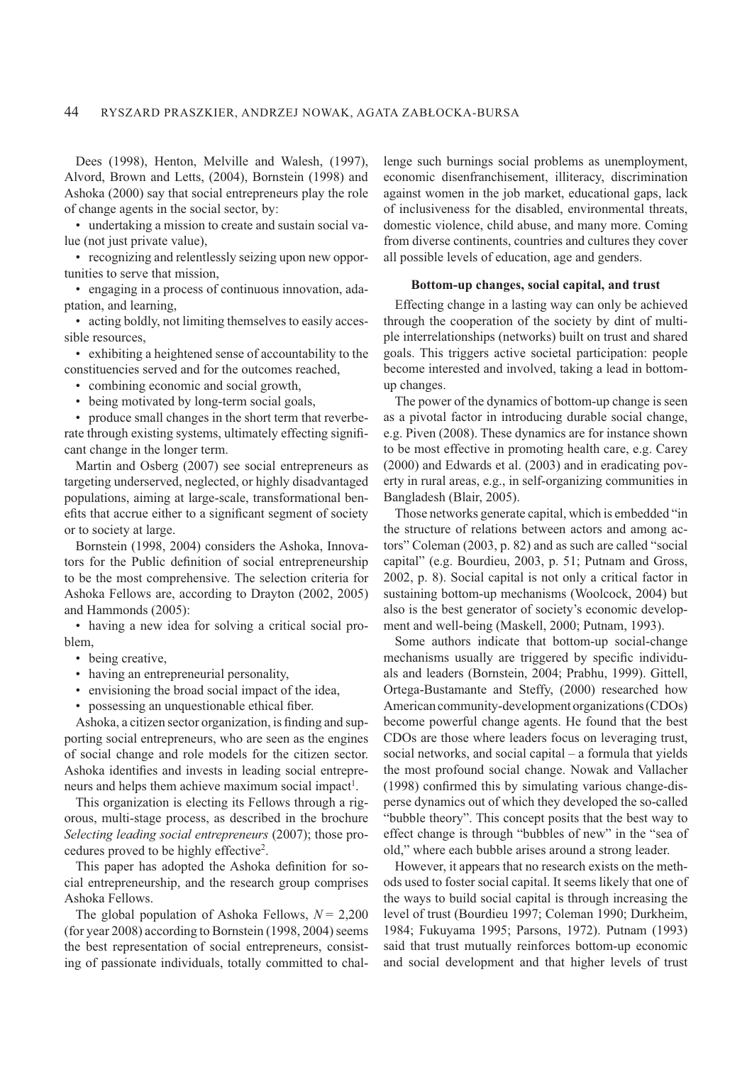Dees (1998), Henton, Melville and Walesh, (1997), Alvord, Brown and Letts, (2004), Bornstein (1998) and Ashoka (2000) say that social entrepreneurs play the role of change agents in the social sector, by:

- undertaking a mission to create and sustain social value (not just private value),
- recognizing and relentlessly seizing upon new opportunities to serve that mission,
- engaging in a process of continuous innovation, adaptation, and learning,
- acting boldly, not limiting themselves to easily accessible resources,
- exhibiting a heightened sense of accountability to the constituencies served and for the outcomes reached,
- combining economic and social growth,
- being motivated by long-term social goals,
- produce small changes in the short term that reverberate through existing systems, ultimately effecting significant change in the longer term.

Martin and Osberg (2007) see social entrepreneurs as targeting underserved, neglected, or highly disadvantaged populations, aiming at large-scale, transformational benefits that accrue either to a significant segment of society or to society at large.

Bornstein (1998, 2004) considers the Ashoka, Innovators for the Public definition of social entrepreneurship to be the most comprehensive. The selection criteria for Ashoka Fellows are, according to Drayton (2002, 2005) and Hammonds (2005):

- having a new idea for solving a critical social problem,
- being creative,
- having an entrepreneurial personality,
- envisioning the broad social impact of the idea,
- possessing an unquestionable ethical fiber.

Ashoka, a citizen sector organization, is finding and supporting social entrepreneurs, who are seen as the engines of social change and role models for the citizen sector. Ashoka identifies and invests in leading social entrepreneurs and helps them achieve maximum social impact[1].

This organization is electing its Fellows through a rigorous, multi-stage process, as described in the brochure *Selecting leading social entrepreneurs* (2007); those procedures proved to be highly effective[2].

This paper has adopted the Ashoka definition for social entrepreneurship, and the research group comprises Ashoka Fellows.

The global population of Ashoka Fellows, $N = 2{,}200$ (for year 2008) according to Bornstein (1998, 2004) seems the best representation of social entrepreneurs, consisting of passionate individuals, totally committed to challenge such burnings social problems as unemployment, economic disenfranchisement, illiteracy, discrimination against women in the job market, educational gaps, lack of inclusiveness for the disabled, environmental threats, domestic violence, child abuse, and many more. Coming from diverse continents, countries and cultures they cover all possible levels of education, age and genders.

#### Bottom-up changes, social capital, and trust

Effecting change in a lasting way can only be achieved through the cooperation of the society by dint of multiple interrelationships (networks) built on trust and shared goals. This triggers active societal participation: people become interested and involved, taking a lead in bottom-up changes.

The power of the dynamics of bottom-up change is seen as a pivotal factor in introducing durable social change, e.g. Piven (2008). These dynamics are for instance shown to be most effective in promoting health care, e.g. Carey (2000) and Edwards et al. (2003) and in eradicating poverty in rural areas, e.g., in self-organizing communities in Bangladesh (Blair, 2005).

Those networks generate capital, which is embedded "in the structure of relations between actors and among actors" Coleman (2003, p. 82) and as such are called "social capital" (e.g. Bourdieu, 2003, p. 51; Putnam and Gross, 2002, p. 8). Social capital is not only a critical factor in sustaining bottom-up mechanisms (Woolcock, 2004) but also is the best generator of society's economic development and well-being (Maskell, 2000; Putnam, 1993).

Some authors indicate that bottom-up social-change mechanisms usually are triggered by specific individuals and leaders (Bornstein, 2004; Prabhu, 1999). Gittell, Ortega-Bustamante and Steffy, (2000) researched how American community-development organizations (CDOs) become powerful change agents. He found that the best CDOs are those where leaders focus on leveraging trust, social networks, and social capital – a formula that yields the most profound social change. Nowak and Vallacher (1998) confirmed this by simulating various change-disperse dynamics out of which they developed the so-called "bubble theory". This concept posits that the best way to effect change is through "bubbles of new" in the "sea of old," where each bubble arises around a strong leader.

However, it appears that no research exists on the methods used to foster social capital. It seems likely that one of the ways to build social capital is through increasing the level of trust (Bourdieu 1997; Coleman 1990; Durkheim, 1984; Fukuyama 1995; Parsons, 1972). Putnam (1993) said that trust mutually reinforces bottom-up economic and social development and that higher levels of trust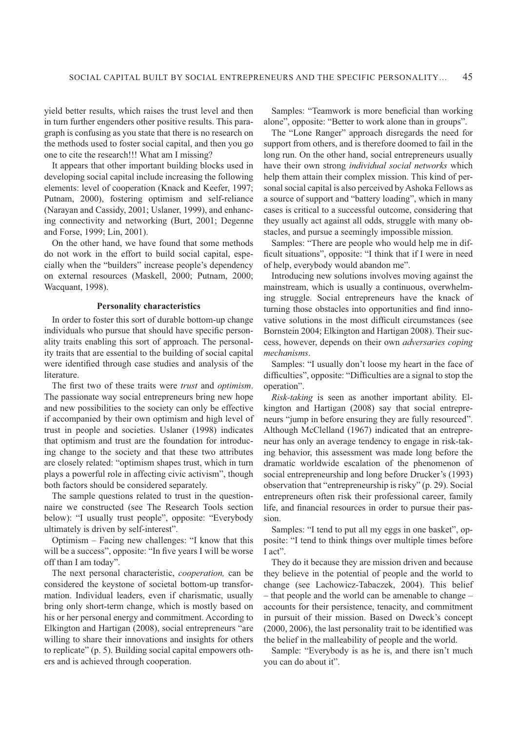yield better results, which raises the trust level and then in turn further engenders other positive results. This paragraph is confusing as you state that there is no research on the methods used to foster social capital, and then you go one to cite the research!!! What am I missing?

It appears that other important building blocks used in developing social capital include increasing the following elements: level of cooperation (Knack and Keefer, 1997; Putnam, 2000), fostering optimism and self-reliance (Narayan and Cassidy, 2001; Uslaner, 1999), and enhancing connectivity and networking (Burt, 2001; Degenne and Forse, 1999; Lin, 2001).

On the other hand, we have found that some methods do not work in the effort to build social capital, especially when the "builders" increase people's dependency on external resources (Maskell, 2000; Putnam, 2000; Wacquant, 1998).

### Personality characteristics

In order to foster this sort of durable bottom-up change individuals who pursue that should have specific personality traits enabling this sort of approach. The personality traits that are essential to the building of social capital were identified through case studies and analysis of the literature.

The first two of these traits were *trust* and *optimism*. The passionate way social entrepreneurs bring new hope and new possibilities to the society can only be effective if accompanied by their own optimism and high level of trust in people and societies. Uslaner (1998) indicates that optimism and trust are the foundation for introducing change to the society and that these two attributes are closely related: "optimism shapes trust, which in turn plays a powerful role in affecting civic activism", though both factors should be considered separately.

The sample questions related to trust in the questionnaire we constructed (see The Research Tools section below): "I usually trust people", opposite: "Everybody ultimately is driven by self-interest".

Optimism – Facing new challenges: "I know that this will be a success", opposite: "In five years I will be worse off than I am today".

The next personal characteristic, *cooperation,* can be considered the keystone of societal bottom-up transformation. Individual leaders, even if charismatic, usually bring only short-term change, which is mostly based on his or her personal energy and commitment. According to Elkington and Hartigan (2008), social entrepreneurs "are willing to share their innovations and insights for others to replicate" (p. 5). Building social capital empowers others and is achieved through cooperation.

Samples: "Teamwork is more beneficial than working alone", opposite: "Better to work alone than in groups".

The "Lone Ranger" approach disregards the need for support from others, and is therefore doomed to fail in the long run. On the other hand, social entrepreneurs usually have their own strong *individual social networks* which help them attain their complex mission. This kind of personal social capital is also perceived by Ashoka Fellows as a source of support and "battery loading", which in many cases is critical to a successful outcome, considering that they usually act against all odds, struggle with many obstacles, and pursue a seemingly impossible mission.

Samples: "There are people who would help me in difficult situations", opposite: "I think that if I were in need of help, everybody would abandon me".

Introducing new solutions involves moving against the mainstream, which is usually a continuous, overwhelming struggle. Social entrepreneurs have the knack of turning those obstacles into opportunities and find innovative solutions in the most difficult circumstances (see Bornstein 2004; Elkington and Hartigan 2008). Their success, however, depends on their own *adversaries coping mechanisms*.

Samples: "I usually don't loose my heart in the face of difficulties", opposite: "Difficulties are a signal to stop the operation".

*Risk-taking* is seen as another important ability. Elkington and Hartigan (2008) say that social entrepreneurs "jump in before ensuring they are fully resourced". Although McClelland (1967) indicated that an entrepreneur has only an average tendency to engage in risk-taking behavior, this assessment was made long before the dramatic worldwide escalation of the phenomenon of social entrepreneurship and long before Drucker's (1993) observation that "entrepreneurship is risky" (p. 29). Social entrepreneurs often risk their professional career, family life, and financial resources in order to pursue their passion.

Samples: "I tend to put all my eggs in one basket", opposite: "I tend to think things over multiple times before I act".

They do it because they are mission driven and because they believe in the potential of people and the world to change (see Lachowicz-Tabaczek, 2004). This belief – that people and the world can be amenable to change – accounts for their persistence, tenacity, and commitment in pursuit of their mission. Based on Dweck's concept (2000, 2006), the last personality trait to be identified was the belief in the malleability of people and the world.

Sample: "Everybody is as he is, and there isn't much you can do about it".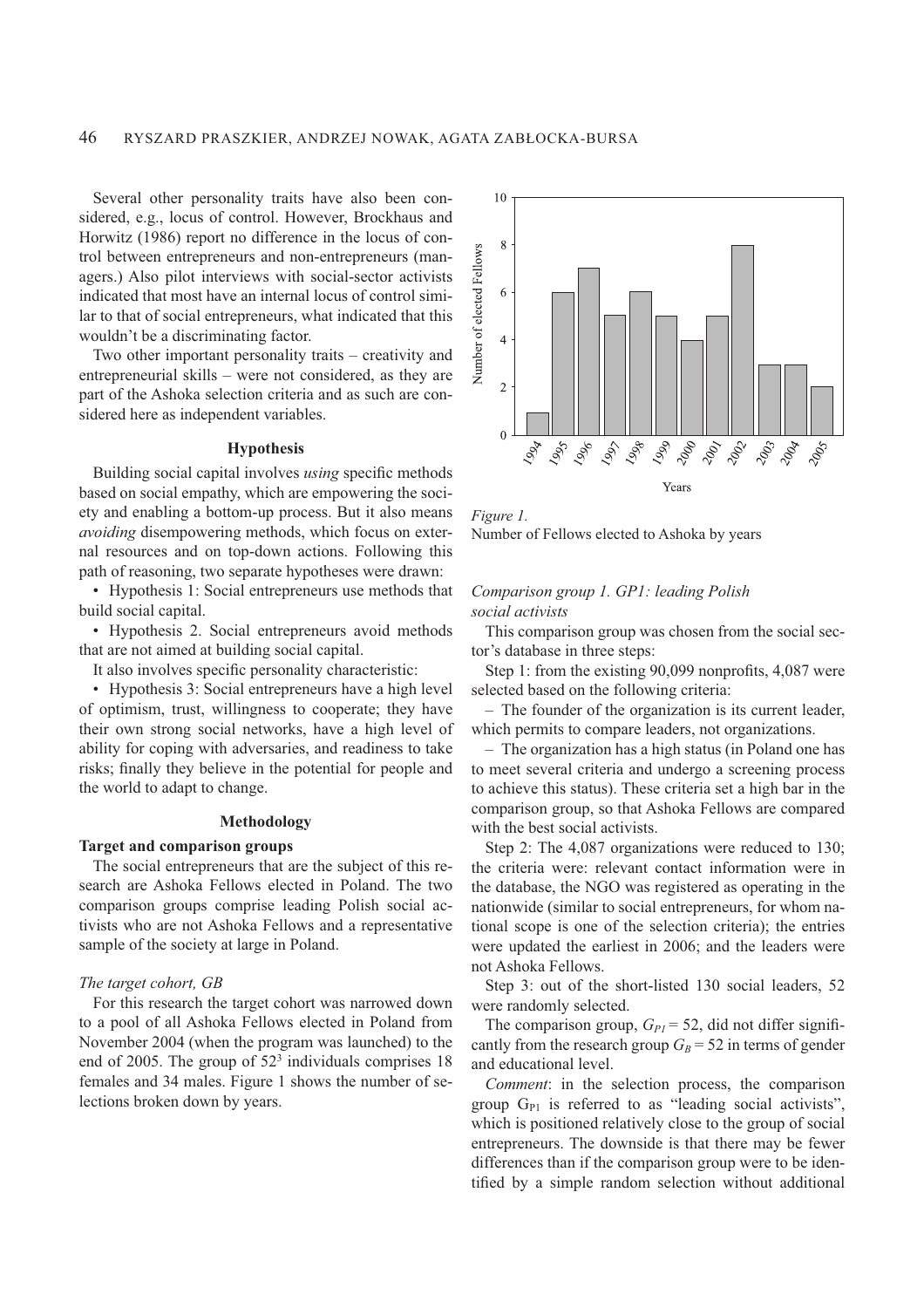Several other personality traits have also been considered, e.g., locus of control. However, Brockhaus and Horwitz (1986) report no difference in the locus of control between entrepreneurs and non-entrepreneurs (managers.) Also pilot interviews with social-sector activists indicated that most have an internal locus of control similar to that of social entrepreneurs, what indicated that this wouldn't be a discriminating factor.

Two other important personality traits – creativity and entrepreneurial skills – were not considered, as they are part of the Ashoka selection criteria and as such are considered here as independent variables.

### Hypothesis

Building social capital involves *using* specific methods based on social empathy, which are empowering the society and enabling a bottom-up process. But it also means *avoiding* disempowering methods, which focus on external resources and on top-down actions. Following this path of reasoning, two separate hypotheses were drawn:

- Hypothesis 1: Social entrepreneurs use methods that build social capital.
- Hypothesis 2. Social entrepreneurs avoid methods that are not aimed at building social capital.

It also involves specific personality characteristic:

- Hypothesis 3: Social entrepreneurs have a high level of optimism, trust, willingness to cooperate; they have their own strong social networks, have a high level of ability for coping with adversaries, and readiness to take risks; finally they believe in the potential for people and the world to adapt to change.

### Methodology

**Target and comparison groups**

The social entrepreneurs that are the subject of this research are Ashoka Fellows elected in Poland. The two comparison groups comprise leading Polish social activists who are not Ashoka Fellows and a representative sample of the society at large in Poland.

*The target cohort, GB*

For this research the target cohort was narrowed down to a pool of all Ashoka Fellows elected in Poland from November 2004 (when the program was launched) to the end of 2005. The group of 52[3] individuals comprises 18 females and 34 males. Figure 1 shows the number of selections broken down by years.

| Years | Number of elected Fellows |
|---|---|
| 1994 | 1 |
| 1995 | 6 |
| 1996 | 7 |
| 1997 | 5 |
| 1998 | 6 |
| 1999 | 5 |
| 2000 | 4 |
| 2001 | 5 |
| 2002 | 8 |
| 2003 | 3 |
| 2004 | 3 |
| 2005 | 2 |

*Figure 1.*
Number of Fellows elected to Ashoka by years

*Comparison group 1. GP1: leading Polish social activists*

This comparison group was chosen from the social sector's database in three steps:

Step 1: from the existing 90,099 nonprofits, 4,087 were selected based on the following criteria:

– The founder of the organization is its current leader, which permits to compare leaders, not organizations.

– The organization has a high status (in Poland one has to meet several criteria and undergo a screening process to achieve this status). These criteria set a high bar in the comparison group, so that Ashoka Fellows are compared with the best social activists.

Step 2: The 4,087 organizations were reduced to 130; the criteria were: relevant contact information were in the database, the NGO was registered as operating in the nationwide (similar to social entrepreneurs, for whom national scope is one of the selection criteria); the entries were updated the earliest in 2006; and the leaders were not Ashoka Fellows.

Step 3: out of the short-listed 130 social leaders, 52 were randomly selected.

The comparison group, $G_{P1} = 52$, did not differ significantly from the research group $G_B = 52$ in terms of gender and educational level.

*Comment*: in the selection process, the comparison group $G_{P1}$ is referred to as "leading social activists", which is positioned relatively close to the group of social entrepreneurs. The downside is that there may be fewer differences than if the comparison group were to be identified by a simple random selection without additional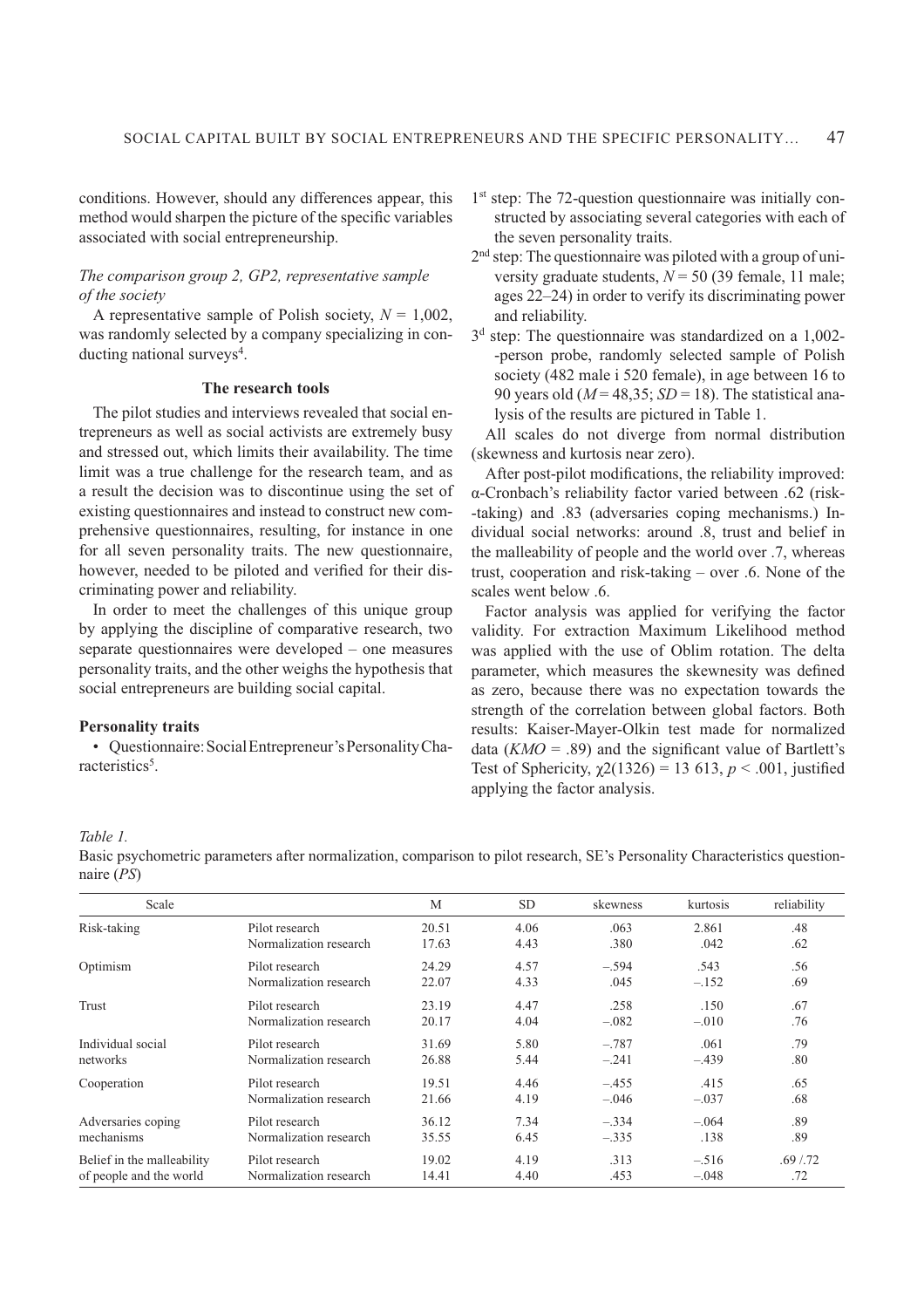conditions. However, should any differences appear, this method would sharpen the picture of the specific variables associated with social entrepreneurship.

*The comparison group 2, GP2, representative sample of the society*

A representative sample of Polish society, $N = 1{,}002$, was randomly selected by a company specializing in conducting national surveys[4].

### The research tools

The pilot studies and interviews revealed that social entrepreneurs as well as social activists are extremely busy and stressed out, which limits their availability. The time limit was a true challenge for the research team, and as a result the decision was to discontinue using the set of existing questionnaires and instead to construct new comprehensive questionnaires, resulting, for instance in one for all seven personality traits. The new questionnaire, however, needed to be piloted and verified for their discriminating power and reliability.

In order to meet the challenges of this unique group by applying the discipline of comparative research, two separate questionnaires were developed – one measures personality traits, and the other weighs the hypothesis that social entrepreneurs are building social capital.

#### Personality traits

- Questionnaire: Social Entrepreneur's Personality Characteristics[5].

1st step: The 72-question questionnaire was initially constructed by associating several categories with each of the seven personality traits.

2nd step: The questionnaire was piloted with a group of university graduate students, $N = 50$ (39 female, 11 male; ages 22–24) in order to verify its discriminating power and reliability.

3d step: The questionnaire was standardized on a 1,002-person probe, randomly selected sample of Polish society (482 male i 520 female), in age between 16 to 90 years old ($M = 48{,}35$; $SD = 18$). The statistical analysis of the results are pictured in Table 1.

All scales do not diverge from normal distribution (skewness and kurtosis near zero).

After post-pilot modifications, the reliability improved: α-Cronbach's reliability factor varied between .62 (risk-taking) and .83 (adversaries coping mechanisms.) Individual social networks: around .8, trust and belief in the malleability of people and the world over .7, whereas trust, cooperation and risk-taking – over .6. None of the scales went below .6.

Factor analysis was applied for verifying the factor validity. For extraction Maximum Likelihood method was applied with the use of Oblim rotation. The delta parameter, which measures the skewnesity was defined as zero, because there was no expectation towards the strength of the correlation between global factors. Both results: Kaiser-Mayer-Olkin test made for normalized data ($KMO = .89$) and the significant value of Bartlett's Test of Sphericity, $\chi2(1326) = 13\ 613$, $p < .001$, justified applying the factor analysis.

*Table 1.*
Basic psychometric parameters after normalization, comparison to pilot research, SE's Personality Characteristics questionnaire (*PS*)

| Scale | | M | SD | skewness | kurtosis | reliability |
|---|---|---|---|---|---|---|
| Risk-taking | Pilot research | 20.51 | 4.06 | .063 | 2.861 | .48 |
| | Normalization research | 17.63 | 4.43 | .380 | .042 | .62 |
| Optimism | Pilot research | 24.29 | 4.57 | –.594 | .543 | .56 |
| | Normalization research | 22.07 | 4.33 | .045 | –.152 | .69 |
| Trust | Pilot research | 23.19 | 4.47 | .258 | .150 | .67 |
| | Normalization research | 20.17 | 4.04 | –.082 | –.010 | .76 |
| Individual social networks | Pilot research | 31.69 | 5.80 | –.787 | .061 | .79 |
| | Normalization research | 26.88 | 5.44 | –.241 | –.439 | .80 |
| Cooperation | Pilot research | 19.51 | 4.46 | –.455 | .415 | .65 |
| | Normalization research | 21.66 | 4.19 | –.046 | –.037 | .68 |
| Adversaries coping mechanisms | Pilot research | 36.12 | 7.34 | –.334 | –.064 | .89 |
| | Normalization research | 35.55 | 6.45 | –.335 | .138 | .89 |
| Belief in the malleability of people and the world | Pilot research | 19.02 | 4.19 | .313 | –.516 | .69 /.72 |
| | Normalization research | 14.41 | 4.40 | .453 | –.048 | .72 |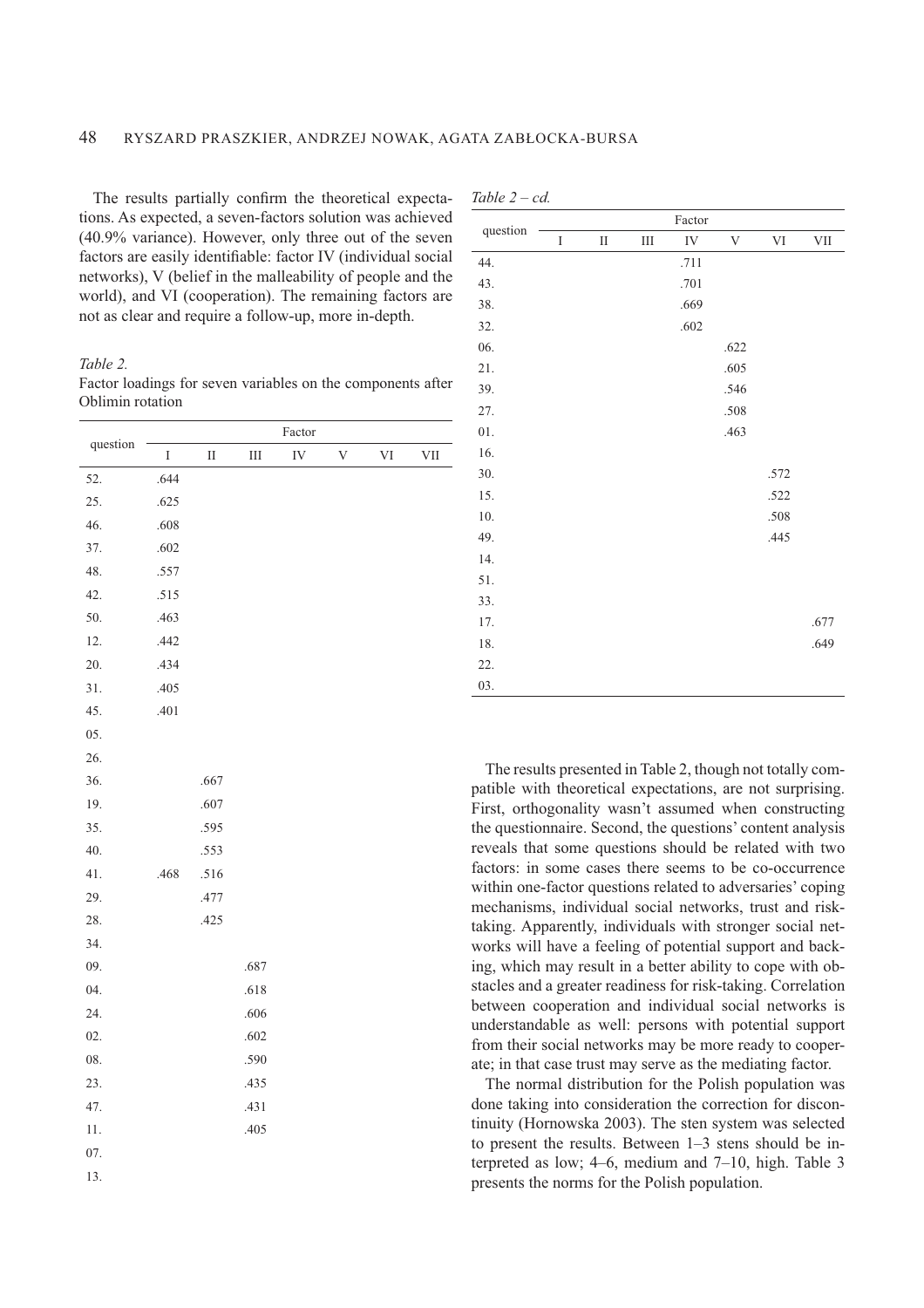The results partially confirm the theoretical expectations. As expected, a seven-factors solution was achieved (40.9% variance). However, only three out of the seven factors are easily identifiable: factor IV (individual social networks), V (belief in the malleability of people and the world), and VI (cooperation). The remaining factors are not as clear and require a follow-up, more in-depth.

*Table 2.*
Factor loadings for seven variables on the components after Oblimin rotation

| question | Factor | | | | | | |
|---|---|---|---|---|---|---|---|
| | I | II | III | IV | V | VI | VII |
| 52. | .644 | | | | | | |
| 25. | .625 | | | | | | |
| 46. | .608 | | | | | | |
| 37. | .602 | | | | | | |
| 48. | .557 | | | | | | |
| 42. | .515 | | | | | | |
| 50. | .463 | | | | | | |
| 12. | .442 | | | | | | |
| 20. | .434 | | | | | | |
| 31. | .405 | | | | | | |
| 45. | .401 | | | | | | |
| 05. | | | | | | | |
| 26. | | | | | | | |
| 36. | | .667 | | | | | |
| 19. | | .607 | | | | | |
| 35. | | .595 | | | | | |
| 40. | | .553 | | | | | |
| 41. | .468 | .516 | | | | | |
| 29. | | .477 | | | | | |
| 28. | | .425 | | | | | |
| 34. | | | | | | | |
| 09. | | | .687 | | | | |
| 04. | | | .618 | | | | |
| 24. | | | .606 | | | | |
| 02. | | | .602 | | | | |
| 08. | | | .590 | | | | |
| 23. | | | .435 | | | | |
| 47. | | | .431 | | | | |
| 11. | | | .405 | | | | |
| 07. | | | | | | | |
| 13. | | | | | | | |
| 44. | | | | .711 | | | |
| 43. | | | | .701 | | | |
| 38. | | | | .669 | | | |
| 32. | | | | .602 | | | |
| 06. | | | | | .622 | | |
| 21. | | | | | .605 | | |
| 39. | | | | | .546 | | |
| 27. | | | | | .508 | | |
| 01. | | | | | .463 | | |
| 16. | | | | | | | |
| 30. | | | | | | .572 | |
| 15. | | | | | | .522 | |
| 10. | | | | | | .508 | |
| 49. | | | | | | .445 | |
| 14. | | | | | | | |
| 51. | | | | | | | |
| 33. | | | | | | | |
| 17. | | | | | | | .677 |
| 18. | | | | | | | .649 |
| 22. | | | | | | | |
| 03. | | | | | | | |

The results presented in Table 2, though not totally compatible with theoretical expectations, are not surprising. First, orthogonality wasn't assumed when constructing the questionnaire. Second, the questions' content analysis reveals that some questions should be related with two factors: in some cases there seems to be co-occurrence within one-factor questions related to adversaries' coping mechanisms, individual social networks, trust and risk-taking. Apparently, individuals with stronger social networks will have a feeling of potential support and backing, which may result in a better ability to cope with obstacles and a greater readiness for risk-taking. Correlation between cooperation and individual social networks is understandable as well: persons with potential support from their social networks may be more ready to cooperate; in that case trust may serve as the mediating factor.

The normal distribution for the Polish population was done taking into consideration the correction for discontinuity (Hornowska 2003). The sten system was selected to present the results. Between 1–3 stens should be interpreted as low; 4–6, medium and 7–10, high. Table 3 presents the norms for the Polish population.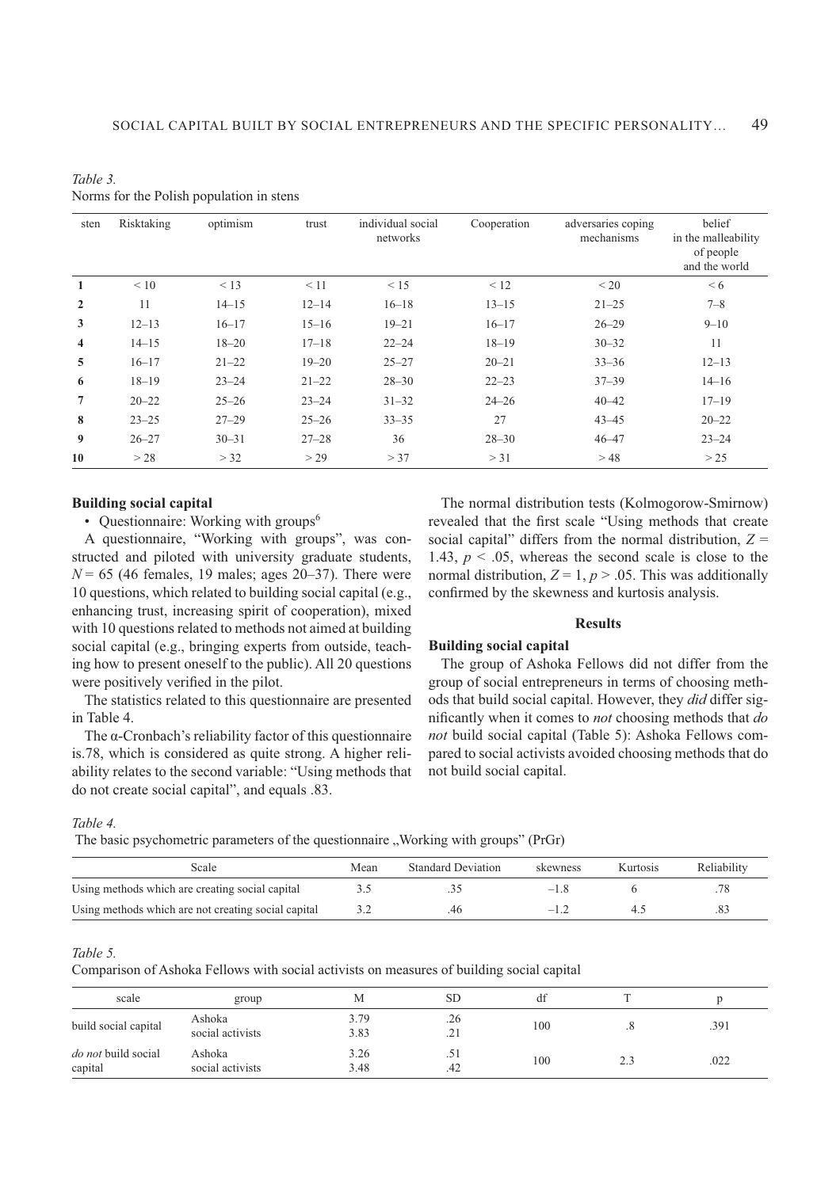*Table 3.*
Norms for the Polish population in stens

| sten | Risktaking | optimism | trust | individual social networks | Cooperation | adversaries coping mechanisms | belief in the malleability of people and the world |
|---|---|---|---|---|---|---|---|
| **1** | < 10 | < 13 | < 11 | < 15 | < 12 | < 20 | < 6 |
| **2** | 11 | 14–15 | 12–14 | 16–18 | 13–15 | 21–25 | 7–8 |
| **3** | 12–13 | 16–17 | 15–16 | 19–21 | 16–17 | 26–29 | 9–10 |
| **4** | 14–15 | 18–20 | 17–18 | 22–24 | 18–19 | 30–32 | 11 |
| **5** | 16–17 | 21–22 | 19–20 | 25–27 | 20–21 | 33–36 | 12–13 |
| **6** | 18–19 | 23–24 | 21–22 | 28–30 | 22–23 | 37–39 | 14–16 |
| **7** | 20–22 | 25–26 | 23–24 | 31–32 | 24–26 | 40–42 | 17–19 |
| **8** | 23–25 | 27–29 | 25–26 | 33–35 | 27 | 43–45 | 20–22 |
| **9** | 26–27 | 30–31 | 27–28 | 36 | 28–30 | 46–47 | 23–24 |
| **10** | > 28 | > 32 | > 29 | > 37 | > 31 | > 48 | > 25 |

**Building social capital**

- Questionnaire: Working with groups[6]

A questionnaire, "Working with groups", was constructed and piloted with university graduate students, $N = 65$ (46 females, 19 males; ages 20–37). There were 10 questions, which related to building social capital (e.g., enhancing trust, increasing spirit of cooperation), mixed with 10 questions related to methods not aimed at building social capital (e.g., bringing experts from outside, teaching how to present oneself to the public). All 20 questions were positively verified in the pilot.

The statistics related to this questionnaire are presented in Table 4.

The α-Cronbach's reliability factor of this questionnaire is.78, which is considered as quite strong. A higher reliability relates to the second variable: "Using methods that do not create social capital", and equals .83.

The normal distribution tests (Kolmogorow-Smirnow) revealed that the first scale "Using methods that create social capital" differs from the normal distribution, $Z = 1.43$, $p < .05$, whereas the second scale is close to the normal distribution, $Z = 1$, $p > .05$. This was additionally confirmed by the skewness and kurtosis analysis.

## Results

**Building social capital**

The group of Ashoka Fellows did not differ from the group of social entrepreneurs in terms of choosing methods that build social capital. However, they *did* differ significantly when it comes to *not* choosing methods that *do not* build social capital (Table 5): Ashoka Fellows compared to social activists avoided choosing methods that do not build social capital.

*Table 4.*
The basic psychometric parameters of the questionnaire „Working with groups" (PrGr)

| Scale | Mean | Standard Deviation | skewness | Kurtosis | Reliability |
|---|---|---|---|---|---|
| Using methods which are creating social capital | 3.5 | .35 | –1.8 | 6 | .78 |
| Using methods which are not creating social capital | 3.2 | .46 | –1.2 | 4.5 | .83 |

*Table 5.*
Comparison of Ashoka Fellows with social activists on measures of building social capital

| scale | group | M | SD | df | T | p |
|---|---|---|---|---|---|---|
| build social capital | Ashoka<br>social activists | 3.79<br>3.83 | .26<br>.21 | 100 | .8 | .391 |
| *do not* build social capital | Ashoka<br>social activists | 3.26<br>3.48 | .51<br>.42 | 100 | 2.3 | .022 |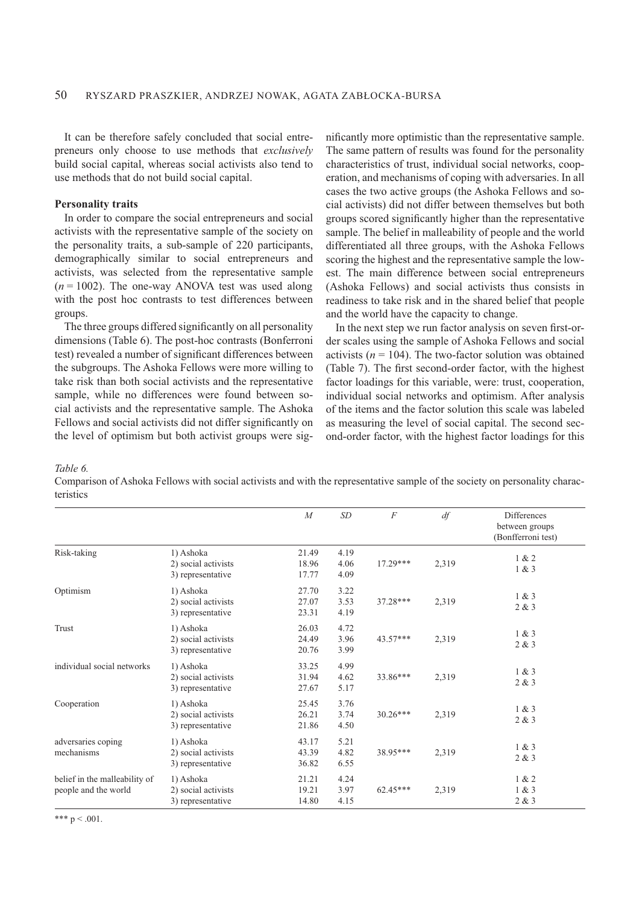It can be therefore safely concluded that social entrepreneurs only choose to use methods that *exclusively* build social capital, whereas social activists also tend to use methods that do not build social capital.

**Personality traits**

In order to compare the social entrepreneurs and social activists with the representative sample of the society on the personality traits, a sub-sample of 220 participants, demographically similar to social entrepreneurs and activists, was selected from the representative sample ($n = 1002$). The one-way ANOVA test was used along with the post hoc contrasts to test differences between groups.

The three groups differed significantly on all personality dimensions (Table 6). The post-hoc contrasts (Bonferroni test) revealed a number of significant differences between the subgroups. The Ashoka Fellows were more willing to take risk than both social activists and the representative sample, while no differences were found between social activists and the representative sample. The Ashoka Fellows and social activists did not differ significantly on the level of optimism but both activist groups were significantly more optimistic than the representative sample. The same pattern of results was found for the personality characteristics of trust, individual social networks, cooperation, and mechanisms of coping with adversaries. In all cases the two active groups (the Ashoka Fellows and social activists) did not differ between themselves but both groups scored significantly higher than the representative sample. The belief in malleability of people and the world differentiated all three groups, with the Ashoka Fellows scoring the highest and the representative sample the lowest. The main difference between social entrepreneurs (Ashoka Fellows) and social activists thus consists in readiness to take risk and in the shared belief that people and the world have the capacity to change.

In the next step we run factor analysis on seven first-order scales using the sample of Ashoka Fellows and social activists ($n = 104$). The two-factor solution was obtained (Table 7). The first second-order factor, with the highest factor loadings for this variable, were: trust, cooperation, individual social networks and optimism. After analysis of the items and the factor solution this scale was labeled as measuring the level of social capital. The second second-order factor, with the highest factor loadings for this

*Table 6.*

Comparison of Ashoka Fellows with social activists and with the representative sample of the society on personality characteristics

| | | $M$ | $SD$ | $F$ | $df$ | Differences between groups (Bonferroni test) |
|---|---|---|---|---|---|---|
| Risk-taking | 1) Ashoka<br>2) social activists<br>3) representative | 21.49<br>18.96<br>17.77 | 4.19<br>4.06<br>4.09 | 17.29*** | 2,319 | 1 & 2<br>1 & 3 |
| Optimism | 1) Ashoka<br>2) social activists<br>3) representative | 27.70<br>27.07<br>23.31 | 3.22<br>3.53<br>4.19 | 37.28*** | 2,319 | 1 & 3<br>2 & 3 |
| Trust | 1) Ashoka<br>2) social activists<br>3) representative | 26.03<br>24.49<br>20.76 | 4.72<br>3.96<br>3.99 | 43.57*** | 2,319 | 1 & 3<br>2 & 3 |
| individual social networks | 1) Ashoka<br>2) social activists<br>3) representative | 33.25<br>31.94<br>27.67 | 4.99<br>4.62<br>5.17 | 33.86*** | 2,319 | 1 & 3<br>2 & 3 |
| Cooperation | 1) Ashoka<br>2) social activists<br>3) representative | 25.45<br>26.21<br>21.86 | 3.76<br>3.74<br>4.50 | 30.26*** | 2,319 | 1 & 3<br>2 & 3 |
| adversaries coping mechanisms | 1) Ashoka<br>2) social activists<br>3) representative | 43.17<br>43.39<br>36.82 | 5.21<br>4.82<br>6.55 | 38.95*** | 2,319 | 1 & 3<br>2 & 3 |
| belief in the malleability of people and the world | 1) Ashoka<br>2) social activists<br>3) representative | 21.21<br>19.21<br>14.80 | 4.24<br>3.97<br>4.15 | 62.45*** | 2,319 | 1 & 2<br>1 & 3<br>2 & 3 |

*** $p < .001$.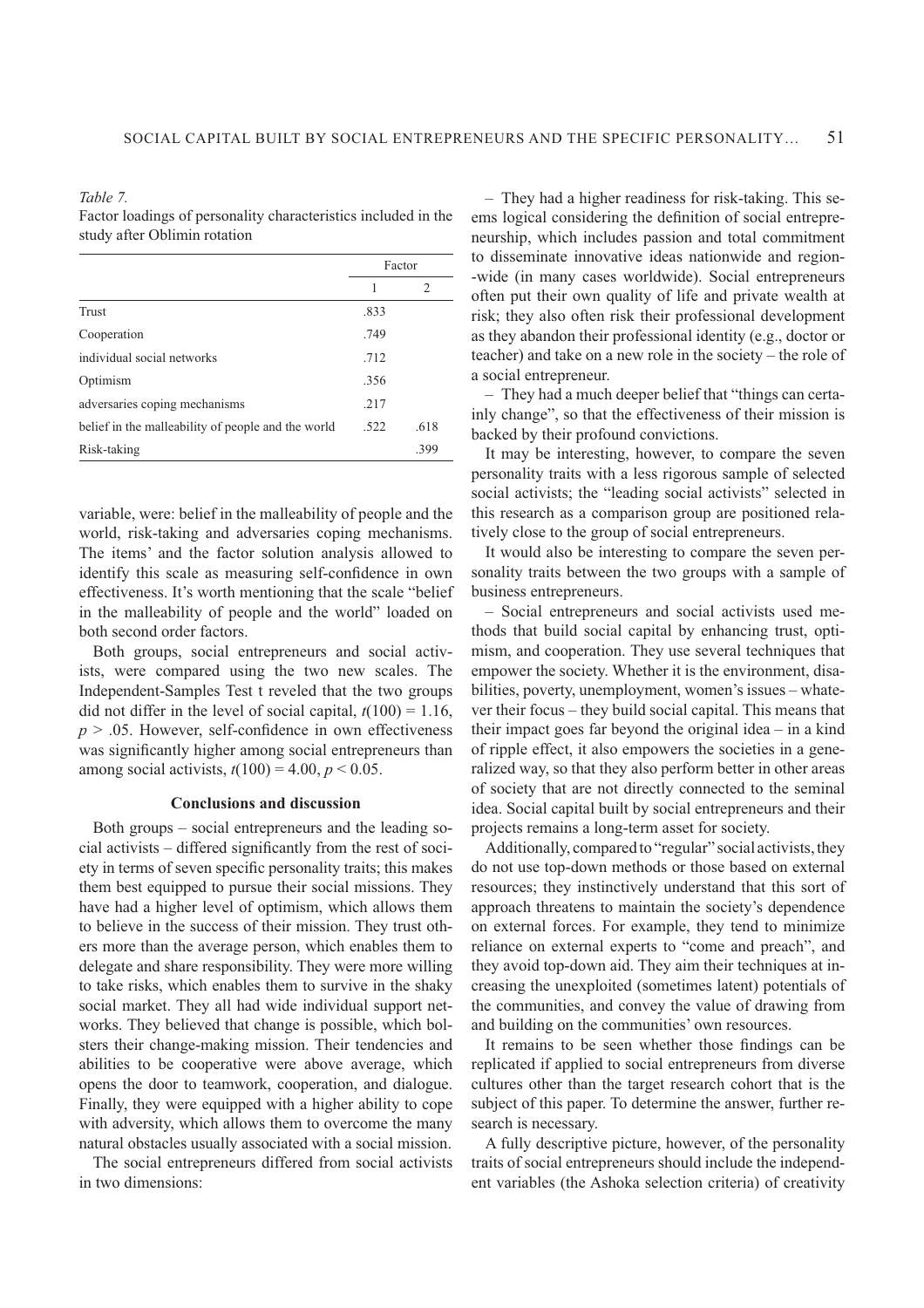*Table 7.*
Factor loadings of personality characteristics included in the study after Oblimin rotation

| | Factor | |
|---|---|---|
| | 1 | 2 |
| Trust | .833 | |
| Cooperation | .749 | |
| individual social networks | .712 | |
| Optimism | .356 | |
| adversaries coping mechanisms | .217 | |
| belief in the malleability of people and the world | .522 | .618 |
| Risk-taking | | .399 |

variable, were: belief in the malleability of people and the world, risk-taking and adversaries coping mechanisms. The items' and the factor solution analysis allowed to identify this scale as measuring self-confidence in own effectiveness. It's worth mentioning that the scale "belief in the malleability of people and the world" loaded on both second order factors.

Both groups, social entrepreneurs and social activists, were compared using the two new scales. The Independent-Samples Test t reveled that the two groups did not differ in the level of social capital, $t(100) = 1.16$, $p > .05$. However, self-confidence in own effectiveness was significantly higher among social entrepreneurs than among social activists, $t(100) = 4.00$, $p < 0.05$.

### Conclusions and discussion

Both groups – social entrepreneurs and the leading social activists – differed significantly from the rest of society in terms of seven specific personality traits; this makes them best equipped to pursue their social missions. They have had a higher level of optimism, which allows them to believe in the success of their mission. They trust others more than the average person, which enables them to delegate and share responsibility. They were more willing to take risks, which enables them to survive in the shaky social market. They all had wide individual support networks. They believed that change is possible, which bolsters their change-making mission. Their tendencies and abilities to be cooperative were above average, which opens the door to teamwork, cooperation, and dialogue. Finally, they were equipped with a higher ability to cope with adversity, which allows them to overcome the many natural obstacles usually associated with a social mission.

The social entrepreneurs differed from social activists in two dimensions:

– They had a higher readiness for risk-taking. This seems logical considering the definition of social entrepreneurship, which includes passion and total commitment to disseminate innovative ideas nationwide and region-wide (in many cases worldwide). Social entrepreneurs often put their own quality of life and private wealth at risk; they also often risk their professional development as they abandon their professional identity (e.g., doctor or teacher) and take on a new role in the society – the role of a social entrepreneur.

– They had a much deeper belief that "things can certainly change", so that the effectiveness of their mission is backed by their profound convictions.

It may be interesting, however, to compare the seven personality traits with a less rigorous sample of selected social activists; the "leading social activists" selected in this research as a comparison group are positioned relatively close to the group of social entrepreneurs.

It would also be interesting to compare the seven personality traits between the two groups with a sample of business entrepreneurs.

– Social entrepreneurs and social activists used methods that build social capital by enhancing trust, optimism, and cooperation. They use several techniques that empower the society. Whether it is the environment, disabilities, poverty, unemployment, women's issues – whatever their focus – they build social capital. This means that their impact goes far beyond the original idea – in a kind of ripple effect, it also empowers the societies in a generalized way, so that they also perform better in other areas of society that are not directly connected to the seminal idea. Social capital built by social entrepreneurs and their projects remains a long-term asset for society.

Additionally, compared to "regular" social activists, they do not use top-down methods or those based on external resources; they instinctively understand that this sort of approach threatens to maintain the society's dependence on external forces. For example, they tend to minimize reliance on external experts to "come and preach", and they avoid top-down aid. They aim their techniques at increasing the unexploited (sometimes latent) potentials of the communities, and convey the value of drawing from and building on the communities' own resources.

It remains to be seen whether those findings can be replicated if applied to social entrepreneurs from diverse cultures other than the target research cohort that is the subject of this paper. To determine the answer, further research is necessary.

A fully descriptive picture, however, of the personality traits of social entrepreneurs should include the independent variables (the Ashoka selection criteria) of creativity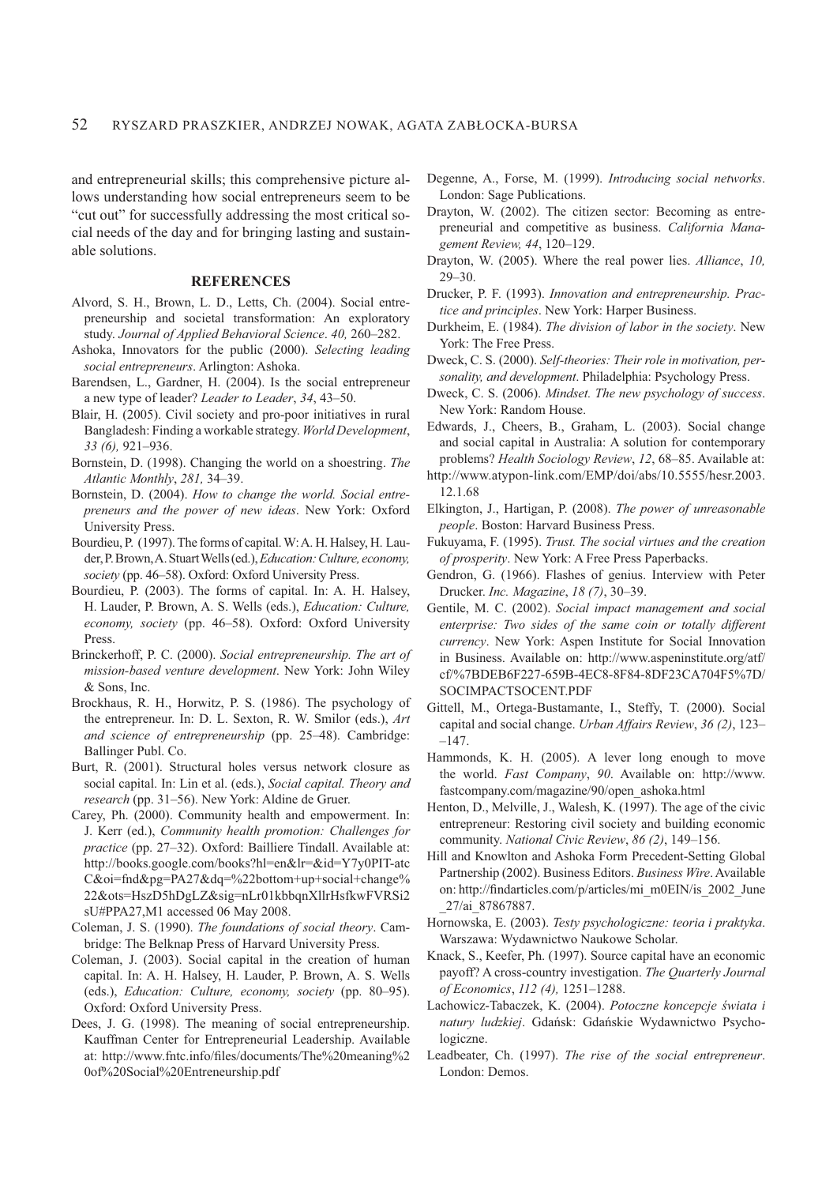and entrepreneurial skills; this comprehensive picture allows understanding how social entrepreneurs seem to be "cut out" for successfully addressing the most critical social needs of the day and for bringing lasting and sustainable solutions.

## REFERENCES

Alvord, S. H., Brown, L. D., Letts, Ch. (2004). Social entrepreneurship and societal transformation: An exploratory study. *Journal of Applied Behavioral Science*. *40,* 260–282.

Ashoka, Innovators for the public (2000). *Selecting leading social entrepreneurs*. Arlington: Ashoka.

Barendsen, L., Gardner, H. (2004). Is the social entrepreneur a new type of leader? *Leader to Leader*, *34*, 43–50.

Blair, H. (2005). Civil society and pro-poor initiatives in rural Bangladesh: Finding a workable strategy. *World Development*, *33 (6),* 921–936.

Bornstein, D. (1998). Changing the world on a shoestring. *The Atlantic Monthly*, *281,* 34–39.

Bornstein, D. (2004). *How to change the world. Social entrepreneurs and the power of new ideas*. New York: Oxford University Press.

Bourdieu, P. (1997). The forms of capital. W: A. H. Halsey, H. Lauder, P. Brown, A. Stuart Wells (ed.), *Education: Culture, economy, society* (pp. 46–58). Oxford: Oxford University Press.

Bourdieu, P. (2003). The forms of capital. In: A. H. Halsey, H. Lauder, P. Brown, A. S. Wells (eds.), *Education: Culture, economy, society* (pp. 46–58). Oxford: Oxford University Press.

Brinckerhoff, P. C. (2000). *Social entrepreneurship. The art of mission-based venture development*. New York: John Wiley & Sons, Inc.

Brockhaus, R. H., Horwitz, P. S. (1986). The psychology of the entrepreneur. In: D. L. Sexton, R. W. Smilor (eds.), *Art and science of entrepreneurship* (pp. 25–48). Cambridge: Ballinger Publ. Co.

Burt, R. (2001). Structural holes versus network closure as social capital. In: Lin et al. (eds.), *Social capital. Theory and research* (pp. 31–56). New York: Aldine de Gruer.

Carey, Ph. (2000). Community health and empowerment. In: J. Kerr (ed.), *Community health promotion: Challenges for practice* (pp. 27–32). Oxford: Bailliere Tindall. Available at: http://books.google.com/books?hl=en&lr=&id=Y7y0PIT-atcC&oi=fnd&pg=PA27&dq=%22bottom+up+social+change%22&ots=HszD5hDgLZ&sig=nLr01kbbqnXllrHsfkwFVRSi2sU#PPA27,M1 accessed 06 May 2008.

Coleman, J. S. (1990). *The foundations of social theory*. Cambridge: The Belknap Press of Harvard University Press.

Coleman, J. (2003). Social capital in the creation of human capital. In: A. H. Halsey, H. Lauder, P. Brown, A. S. Wells (eds.), *Education: Culture, economy, society* (pp. 80–95). Oxford: Oxford University Press.

Dees, J. G. (1998). The meaning of social entrepreneurship. Kauffman Center for Entrepreneurial Leadership. Available at: http://www.fntc.info/files/documents/The%20meaning%20of%20Social%20Entreneurship.pdf

Degenne, A., Forse, M. (1999). *Introducing social networks*. London: Sage Publications.

Drayton, W. (2002). The citizen sector: Becoming as entrepreneurial and competitive as business. *California Management Review, 44*, 120–129.

Drayton, W. (2005). Where the real power lies. *Alliance*, *10,* 29–30.

Drucker, P. F. (1993). *Innovation and entrepreneurship. Practice and principles*. New York: Harper Business.

Durkheim, E. (1984). *The division of labor in the society*. New York: The Free Press.

Dweck, C. S. (2000). *Self-theories: Their role in motivation, personality, and development*. Philadelphia: Psychology Press.

Dweck, C. S. (2006). *Mindset. The new psychology of success*. New York: Random House.

Edwards, J., Cheers, B., Graham, L. (2003). Social change and social capital in Australia: A solution for contemporary problems? *Health Sociology Review*, *12*, 68–85. Available at: http://www.atypon-link.com/EMP/doi/abs/10.5555/hesr.2003.12.1.68

Elkington, J., Hartigan, P. (2008). *The power of unreasonable people*. Boston: Harvard Business Press.

Fukuyama, F. (1995). *Trust. The social virtues and the creation of prosperity*. New York: A Free Press Paperbacks.

Gendron, G. (1966). Flashes of genius. Interview with Peter Drucker. *Inc. Magazine*, *18 (7)*, 30–39.

Gentile, M. C. (2002). *Social impact management and social enterprise: Two sides of the same coin or totally different currency*. New York: Aspen Institute for Social Innovation in Business. Available on: http://www.aspeninstitute.org/atf/cf/%7BDEB6F227-659B-4EC8-8F84-8DF23CA704F5%7D/SOCIMPACTSOCENT.PDF

Gittell, M., Ortega-Bustamante, I., Steffy, T. (2000). Social capital and social change. *Urban Affairs Review*, *36 (2)*, 123––147.

Hammonds, K. H. (2005). A lever long enough to move the world. *Fast Company*, *90*. Available on: http://www.fastcompany.com/magazine/90/open_ashoka.html

Henton, D., Melville, J., Walesh, K. (1997). The age of the civic entrepreneur: Restoring civil society and building economic community. *National Civic Review*, *86 (2)*, 149–156.

Hill and Knowlton and Ashoka Form Precedent-Setting Global Partnership (2002). Business Editors. *Business Wire*. Available on: http://findarticles.com/p/articles/mi_m0EIN/is_2002_June_27/ai_87867887.

Hornowska, E. (2003). *Testy psychologiczne: teoria i praktyka*. Warszawa: Wydawnictwo Naukowe Scholar.

Knack, S., Keefer, Ph. (1997). Source capital have an economic payoff? A cross-country investigation. *The Quarterly Journal of Economics*, *112 (4),* 1251–1288.

Lachowicz-Tabaczek, K. (2004). *Potoczne koncepcje świata i natury ludzkiej*. Gdańsk: Gdańskie Wydawnictwo Psychologiczne.

Leadbeater, Ch. (1997). *The rise of the social entrepreneur*. London: Demos.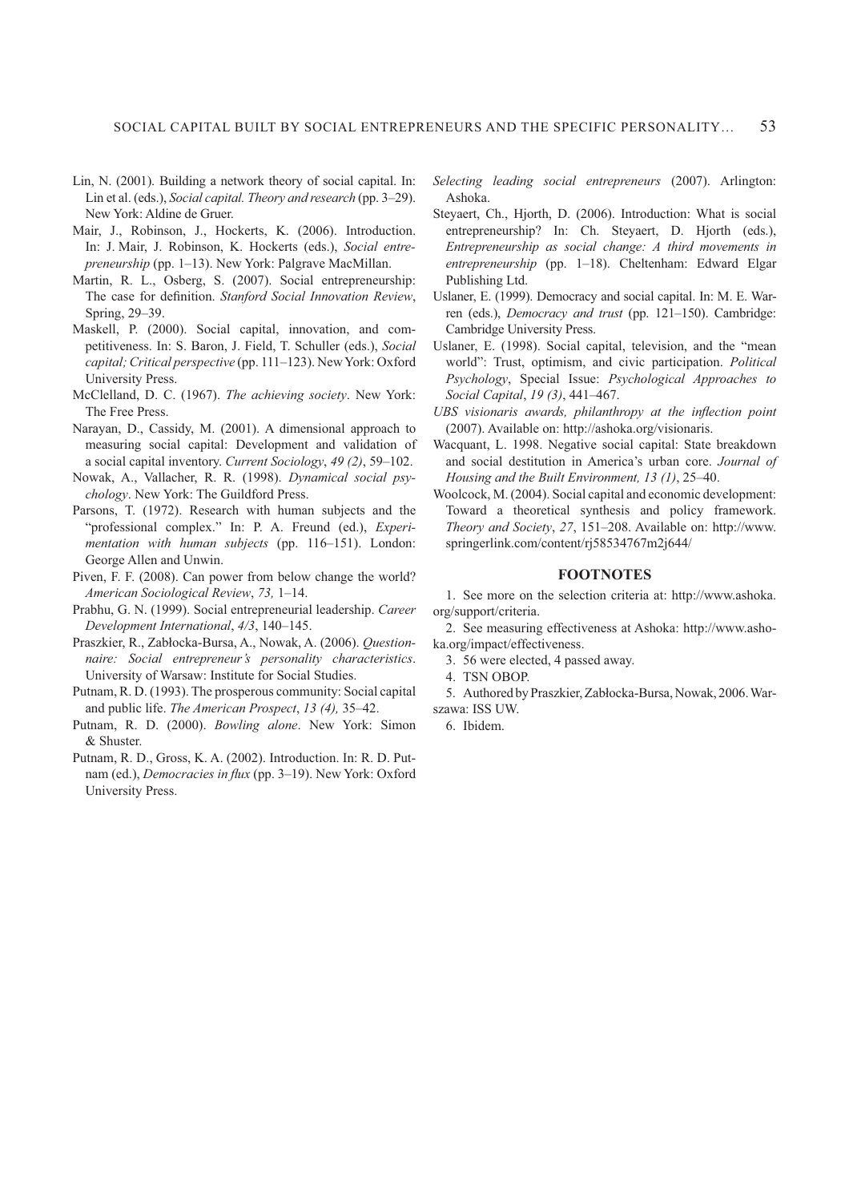Lin, N. (2001). Building a network theory of social capital. In: Lin et al. (eds.), *Social capital. Theory and research* (pp. 3–29). New York: Aldine de Gruer.

Mair, J., Robinson, J., Hockerts, K. (2006). Introduction. In: J. Mair, J. Robinson, K. Hockerts (eds.), *Social entrepreneurship* (pp. 1–13). New York: Palgrave MacMillan.

Martin, R. L., Osberg, S. (2007). Social entrepreneurship: The case for definition. *Stanford Social Innovation Review*, Spring, 29–39.

Maskell, P. (2000). Social capital, innovation, and competitiveness. In: S. Baron, J. Field, T. Schuller (eds.), *Social capital; Critical perspective* (pp. 111–123). New York: Oxford University Press.

McClelland, D. C. (1967). *The achieving society*. New York: The Free Press.

Narayan, D., Cassidy, M. (2001). A dimensional approach to measuring social capital: Development and validation of a social capital inventory. *Current Sociology*, *49 (2)*, 59–102.

Nowak, A., Vallacher, R. R. (1998). *Dynamical social psychology*. New York: The Guildford Press.

Parsons, T. (1972). Research with human subjects and the "professional complex." In: P. A. Freund (ed.), *Experimentation with human subjects* (pp. 116–151). London: George Allen and Unwin.

Piven, F. F. (2008). Can power from below change the world? *American Sociological Review*, *73,* 1–14.

Prabhu, G. N. (1999). Social entrepreneurial leadership. *Career Development International*, *4/3*, 140–145.

Praszkier, R., Zabłocka-Bursa, A., Nowak, A. (2006). *Questionnaire: Social entrepreneur's personality characteristics*. University of Warsaw: Institute for Social Studies.

Putnam, R. D. (1993). The prosperous community: Social capital and public life. *The American Prospect*, *13 (4),* 35–42.

Putnam, R. D. (2000). *Bowling alone*. New York: Simon & Shuster.

Putnam, R. D., Gross, K. A. (2002). Introduction. In: R. D. Putnam (ed.), *Democracies in flux* (pp. 3–19). New York: Oxford University Press.

*Selecting leading social entrepreneurs* (2007). Arlington: Ashoka.

Steyaert, Ch., Hjorth, D. (2006). Introduction: What is social entrepreneurship? In: Ch. Steyaert, D. Hjorth (eds.), *Entrepreneurship as social change: A third movements in entrepreneurship* (pp. 1–18). Cheltenham: Edward Elgar Publishing Ltd.

Uslaner, E. (1999). Democracy and social capital. In: M. E. Warren (eds.), *Democracy and trust* (pp. 121–150). Cambridge: Cambridge University Press.

Uslaner, E. (1998). Social capital, television, and the "mean world": Trust, optimism, and civic participation. *Political Psychology*, Special Issue: *Psychological Approaches to Social Capital*, *19 (3)*, 441–467.

*UBS visionaris awards, philanthropy at the inflection point* (2007). Available on: http://ashoka.org/visionaris.

Wacquant, L. 1998. Negative social capital: State breakdown and social destitution in America's urban core. *Journal of Housing and the Built Environment, 13 (1)*, 25–40.

Woolcock, M. (2004). Social capital and economic development: Toward a theoretical synthesis and policy framework. *Theory and Society*, *27*, 151–208. Available on: http://www.springerlink.com/content/rj58534767m2j644/

## FOOTNOTES

1. See more on the selection criteria at: http://www.ashoka.org/support/criteria.
2. See measuring effectiveness at Ashoka: http://www.ashoka.org/impact/effectiveness.
3. 56 were elected, 4 passed away.
4. TSN OBOP.
5. Authored by Praszkier, Zabłocka-Bursa, Nowak, 2006. Warszawa: ISS UW.
6. Ibidem.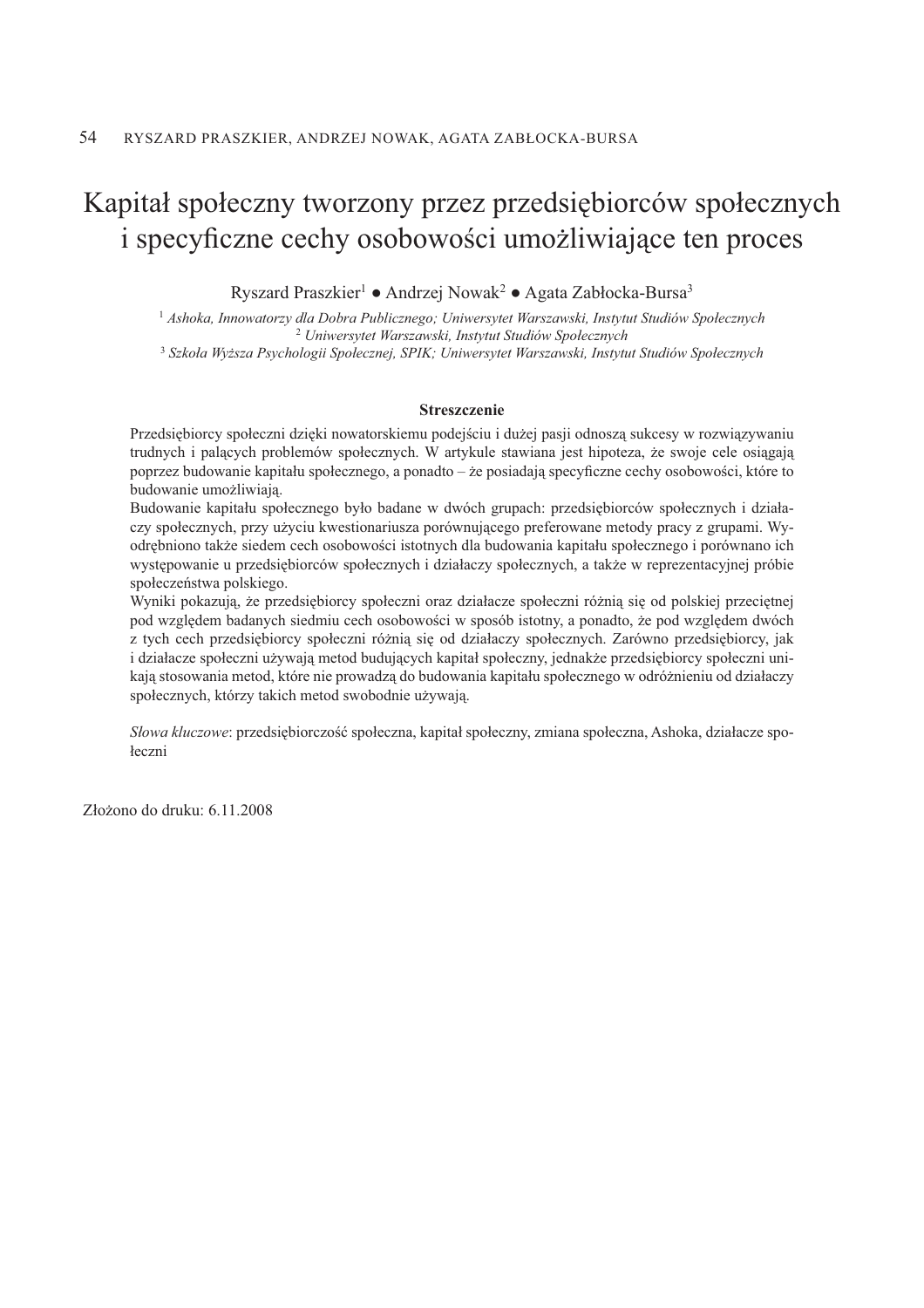# Kapitał społeczny tworzony przez przedsiębiorców społecznych i specyficzne cechy osobowości umożliwiające ten proces

Ryszard Praszkier[1] ● Andrzej Nowak[2] ● Agata Zabłocka-Bursa[3]

[1] *Ashoka, Innowatorzy dla Dobra Publicznego; Uniwersytet Warszawski, Instytut Studiów Społecznych*
[2] *Uniwersytet Warszawski, Instytut Studiów Społecznych*
[3] *Szkoła Wyższa Psychologii Społecznej, SPIK; Uniwersytet Warszawski, Instytut Studiów Społecznych*

**Streszczenie**

Przedsiębiorcy społeczni dzięki nowatorskiemu podejściu i dużej pasji odnoszą sukcesy w rozwiązywaniu trudnych i palących problemów społecznych. W artykule stawiana jest hipoteza, że swoje cele osiągają poprzez budowanie kapitału społecznego, a ponadto – że posiadają specyficzne cechy osobowości, które to budowanie umożliwiają.

Budowanie kapitału społecznego było badane w dwóch grupach: przedsiębiorców społecznych i działaczy społecznych, przy użyciu kwestionariusza porównującego preferowane metody pracy z grupami. Wyodrębniono także siedem cech osobowości istotnych dla budowania kapitału społecznego i porównano ich występowanie u przedsiębiorców społecznych i działaczy społecznych, a także w reprezentacyjnej próbie społeczeństwa polskiego.

Wyniki pokazują, że przedsiębiorcy społeczni oraz działacze społeczni różnią się od polskiej przeciętnej pod względem badanych siedmiu cech osobowości w sposób istotny, a ponadto, że pod względem dwóch z tych cech przedsiębiorcy społeczni różnią się od działaczy społecznych. Zarówno przedsiębiorcy, jak i działacze społeczni używają metod budujących kapitał społeczny, jednakże przedsiębiorcy społeczni unikają stosowania metod, które nie prowadzą do budowania kapitału społecznego w odróżnieniu od działaczy społecznych, którzy takich metod swobodnie używają.

*Słowa kluczowe*: przedsiębiorczość społeczna, kapitał społeczny, zmiana społeczna, Ashoka, działacze społeczni

Złożono do druku: 6.11.2008